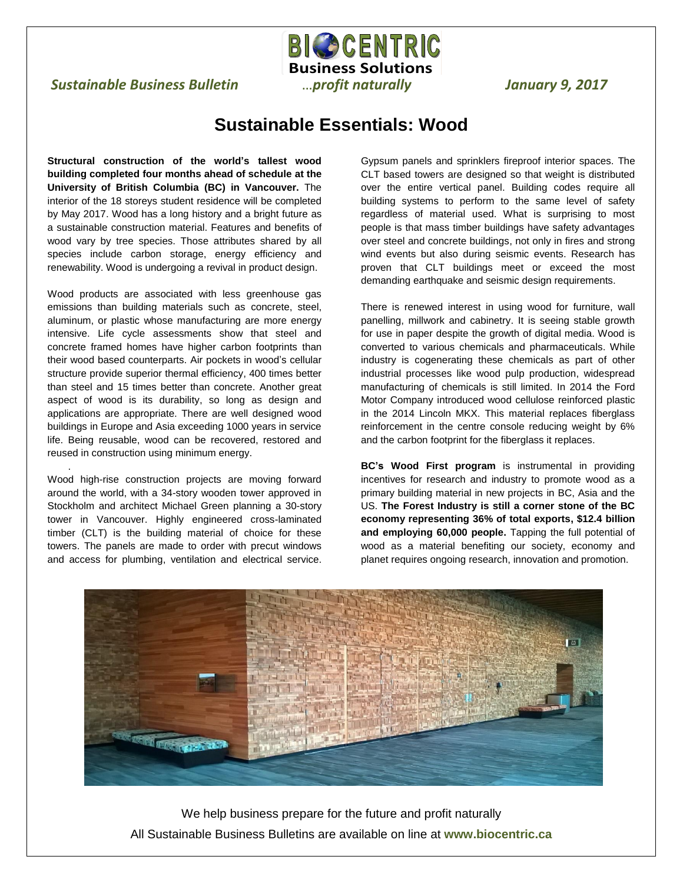BIOCENTRIC Business Solutions

*Sustainable Business Bulletin* ...*profit naturally* *January 9, 2017*

# Sustainable Essentials: Wood

**Structural construction of the world's tallest wood building completed four months ahead of schedule at the University of British Columbia (BC) in Vancouver.** The interior of the 18 storeys student residence will be completed by May 2017. Wood has a long history and a bright future as a sustainable construction material. Features and benefits of wood vary by tree species. Those attributes shared by all species include carbon storage, energy efficiency and renewability. Wood is undergoing a revival in product design.

Wood products are associated with less greenhouse gas emissions than building materials such as concrete, steel, aluminum, or plastic whose manufacturing are more energy intensive. Life cycle assessments show that steel and concrete framed homes have higher carbon footprints than their wood based counterparts. Air pockets in wood's cellular structure provide superior thermal efficiency, 400 times better than steel and 15 times better than concrete. Another great aspect of wood is its durability, so long as design and applications are appropriate. There are well designed wood buildings in Europe and Asia exceeding 1000 years in service life. Being reusable, wood can be recovered, restored and reused in construction using minimum energy.

Wood high-rise construction projects are moving forward around the world, with a 34-story wooden tower approved in Stockholm and architect Michael Green planning a 30-story tower in Vancouver. Highly engineered cross-laminated timber (CLT) is the building material of choice for these towers. The panels are made to order with precut windows and access for plumbing, ventilation and electrical service. Gypsum panels and sprinklers fireproof interior spaces. The CLT based towers are designed so that weight is distributed over the entire vertical panel. Building codes require all building systems to perform to the same level of safety regardless of material used. What is surprising to most people is that mass timber buildings have safety advantages over steel and concrete buildings, not only in fires and strong wind events but also during seismic events. Research has proven that CLT buildings meet or exceed the most demanding earthquake and seismic design requirements.

There is renewed interest in using wood for furniture, wall panelling, millwork and cabinetry. It is seeing stable growth for use in paper despite the growth of digital media. Wood is converted to various chemicals and pharmaceuticals. While industry is cogenerating these chemicals as part of other industrial processes like wood pulp production, widespread manufacturing of chemicals is still limited. In 2014 the Ford Motor Company introduced wood cellulose reinforced plastic in the 2014 Lincoln MKX. This material replaces fiberglass reinforcement in the centre console reducing weight by 6% and the carbon footprint for the fiberglass it replaces.

**BC's Wood First program** is instrumental in providing incentives for research and industry to promote wood as a primary building material in new projects in BC, Asia and the US. **The Forest Industry is still a corner stone of the BC economy representing 36% of total exports, $12.4 billion and employing 60,000 people.** Tapping the full potential of wood as a material benefiting our society, economy and planet requires ongoing research, innovation and promotion.

We help business prepare for the future and profit naturally

All Sustainable Business Bulletins are available on line at **www.biocentric.ca**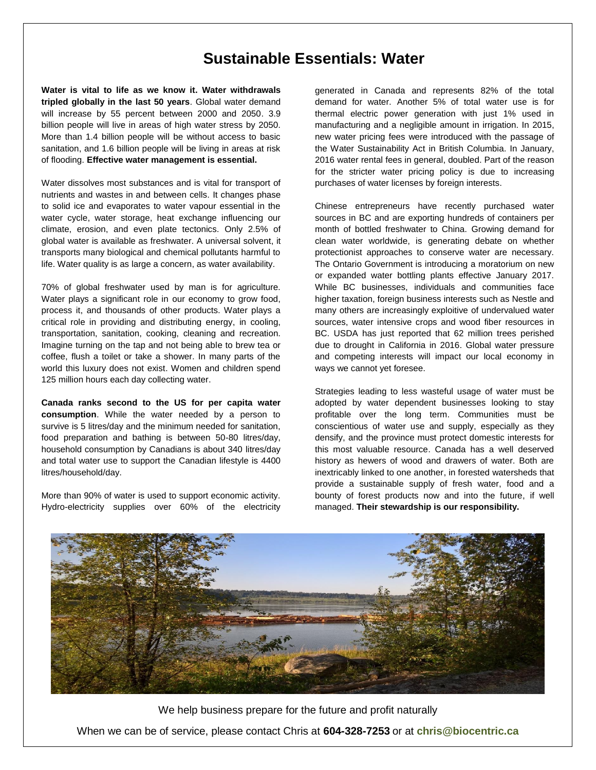# Sustainable Essentials: Water

**Water is vital to life as we know it. Water withdrawals tripled globally in the last 50 years**. Global water demand will increase by 55 percent between 2000 and 2050. 3.9 billion people will live in areas of high water stress by 2050. More than 1.4 billion people will be without access to basic sanitation, and 1.6 billion people will be living in areas at risk of flooding. **Effective water management is essential.**

Water dissolves most substances and is vital for transport of nutrients and wastes in and between cells. It changes phase to solid ice and evaporates to water vapour essential in the water cycle, water storage, heat exchange influencing our climate, erosion, and even plate tectonics. Only 2.5% of global water is available as freshwater. A universal solvent, it transports many biological and chemical pollutants harmful to life. Water quality is as large a concern, as water availability.

70% of global freshwater used by man is for agriculture. Water plays a significant role in our economy to grow food, process it, and thousands of other products. Water plays a critical role in providing and distributing energy, in cooling, transportation, sanitation, cooking, cleaning and recreation. Imagine turning on the tap and not being able to brew tea or coffee, flush a toilet or take a shower. In many parts of the world this luxury does not exist. Women and children spend 125 million hours each day collecting water.

**Canada ranks second to the US for per capita water consumption**. While the water needed by a person to survive is 5 litres/day and the minimum needed for sanitation, food preparation and bathing is between 50-80 litres/day, household consumption by Canadians is about 340 litres/day and total water use to support the Canadian lifestyle is 4400 litres/household/day.

More than 90% of water is used to support economic activity. Hydro-electricity supplies over 60% of the electricity generated in Canada and represents 82% of the total demand for water. Another 5% of total water use is for thermal electric power generation with just 1% used in manufacturing and a negligible amount in irrigation. In 2015, new water pricing fees were introduced with the passage of the Water Sustainability Act in British Columbia. In January, 2016 water rental fees in general, doubled. Part of the reason for the stricter water pricing policy is due to increasing purchases of water licenses by foreign interests.

Chinese entrepreneurs have recently purchased water sources in BC and are exporting hundreds of containers per month of bottled freshwater to China. Growing demand for clean water worldwide, is generating debate on whether protectionist approaches to conserve water are necessary. The Ontario Government is introducing a moratorium on new or expanded water bottling plants effective January 2017. While BC businesses, individuals and communities face higher taxation, foreign business interests such as Nestle and many others are increasingly exploitive of undervalued water sources, water intensive crops and wood fiber resources in BC. USDA has just reported that 62 million trees perished due to drought in California in 2016. Global water pressure and competing interests will impact our local economy in ways we cannot yet foresee.

Strategies leading to less wasteful usage of water must be adopted by water dependent businesses looking to stay profitable over the long term. Communities must be conscientious of water use and supply, especially as they densify, and the province must protect domestic interests for this most valuable resource. Canada has a well deserved history as hewers of wood and drawers of water. Both are inextricably linked to one another, in forested watersheds that provide a sustainable supply of fresh water, food and a bounty of forest products now and into the future, if well managed. **Their stewardship is our responsibility.**

We help business prepare for the future and profit naturally

When we can be of service, please contact Chris at **604-328-7253** or at **chris@biocentric.ca**